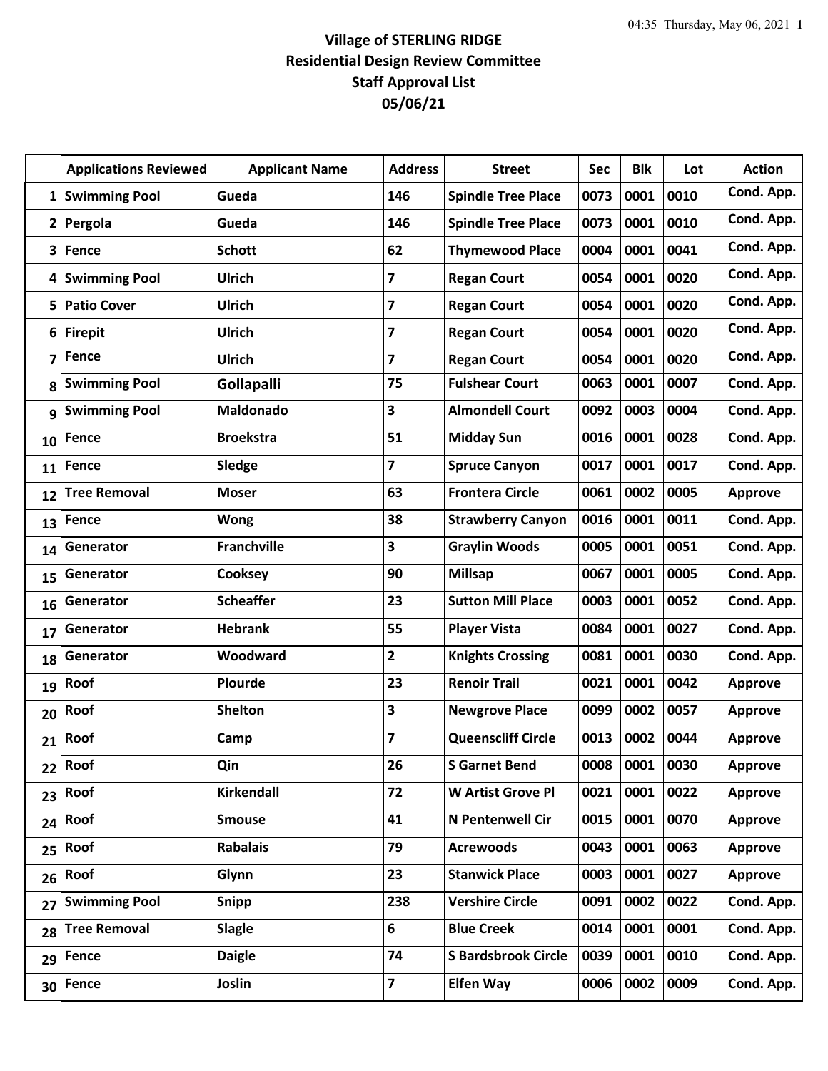# Village of STERLING RIDGE
## Residential Design Review Committee
## Staff Approval List
## 05/06/21

| | Applications Reviewed | Applicant Name | Address | Street | Sec | Blk | Lot | Action |
|---|---|---|---|---|---|---|---|---|
| 1 | Swimming Pool | Gueda | 146 | Spindle Tree Place | 0073 | 0001 | 0010 | Cond. App. |
| 2 | Pergola | Gueda | 146 | Spindle Tree Place | 0073 | 0001 | 0010 | Cond. App. |
| 3 | Fence | Schott | 62 | Thymewood Place | 0004 | 0001 | 0041 | Cond. App. |
| 4 | Swimming Pool | Ulrich | 7 | Regan Court | 0054 | 0001 | 0020 | Cond. App. |
| 5 | Patio Cover | Ulrich | 7 | Regan Court | 0054 | 0001 | 0020 | Cond. App. |
| 6 | Firepit | Ulrich | 7 | Regan Court | 0054 | 0001 | 0020 | Cond. App. |
| 7 | Fence | Ulrich | 7 | Regan Court | 0054 | 0001 | 0020 | Cond. App. |
| 8 | Swimming Pool | Gollapalli | 75 | Fulshear Court | 0063 | 0001 | 0007 | Cond. App. |
| 9 | Swimming Pool | Maldonado | 3 | Almondell Court | 0092 | 0003 | 0004 | Cond. App. |
| 10 | Fence | Broekstra | 51 | Midday Sun | 0016 | 0001 | 0028 | Cond. App. |
| 11 | Fence | Sledge | 7 | Spruce Canyon | 0017 | 0001 | 0017 | Cond. App. |
| 12 | Tree Removal | Moser | 63 | Frontera Circle | 0061 | 0002 | 0005 | Approve |
| 13 | Fence | Wong | 38 | Strawberry Canyon | 0016 | 0001 | 0011 | Cond. App. |
| 14 | Generator | Franchville | 3 | Graylin Woods | 0005 | 0001 | 0051 | Cond. App. |
| 15 | Generator | Cooksey | 90 | Millsap | 0067 | 0001 | 0005 | Cond. App. |
| 16 | Generator | Scheaffer | 23 | Sutton Mill Place | 0003 | 0001 | 0052 | Cond. App. |
| 17 | Generator | Hebrank | 55 | Player Vista | 0084 | 0001 | 0027 | Cond. App. |
| 18 | Generator | Woodward | 2 | Knights Crossing | 0081 | 0001 | 0030 | Cond. App. |
| 19 | Roof | Plourde | 23 | Renoir Trail | 0021 | 0001 | 0042 | Approve |
| 20 | Roof | Shelton | 3 | Newgrove Place | 0099 | 0002 | 0057 | Approve |
| 21 | Roof | Camp | 7 | Queenscliff Circle | 0013 | 0002 | 0044 | Approve |
| 22 | Roof | Qin | 26 | S Garnet Bend | 0008 | 0001 | 0030 | Approve |
| 23 | Roof | Kirkendall | 72 | W Artist Grove Pl | 0021 | 0001 | 0022 | Approve |
| 24 | Roof | Smouse | 41 | N Pentenwell Cir | 0015 | 0001 | 0070 | Approve |
| 25 | Roof | Rabalais | 79 | Acrewoods | 0043 | 0001 | 0063 | Approve |
| 26 | Roof | Glynn | 23 | Stanwick Place | 0003 | 0001 | 0027 | Approve |
| 27 | Swimming Pool | Snipp | 238 | Vershire Circle | 0091 | 0002 | 0022 | Cond. App. |
| 28 | Tree Removal | Slagle | 6 | Blue Creek | 0014 | 0001 | 0001 | Cond. App. |
| 29 | Fence | Daigle | 74 | S Bardsbrook Circle | 0039 | 0001 | 0010 | Cond. App. |
| 30 | Fence | Joslin | 7 | Elfen Way | 0006 | 0002 | 0009 | Cond. App. |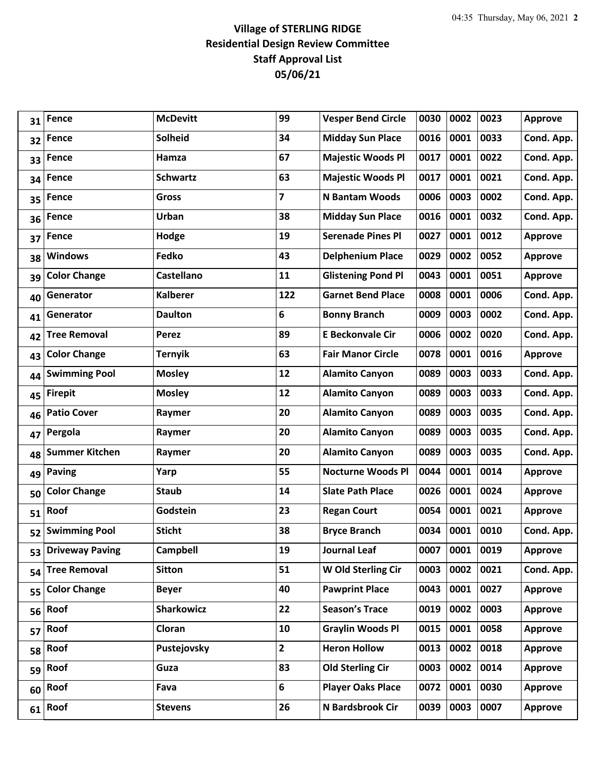**Village of STERLING RIDGE**
**Residential Design Review Committee**
**Staff Approval List**
**05/06/21**

| | | | | | | | | |
|---|---|---|---|---|---|---|---|---|
| 31 | Fence | McDevitt | 99 | Vesper Bend Circle | 0030 | 0002 | 0023 | Approve |
| 32 | Fence | Solheid | 34 | Midday Sun Place | 0016 | 0001 | 0033 | Cond. App. |
| 33 | Fence | Hamza | 67 | Majestic Woods Pl | 0017 | 0001 | 0022 | Cond. App. |
| 34 | Fence | Schwartz | 63 | Majestic Woods Pl | 0017 | 0001 | 0021 | Cond. App. |
| 35 | Fence | Gross | 7 | N Bantam Woods | 0006 | 0003 | 0002 | Cond. App. |
| 36 | Fence | Urban | 38 | Midday Sun Place | 0016 | 0001 | 0032 | Cond. App. |
| 37 | Fence | Hodge | 19 | Serenade Pines Pl | 0027 | 0001 | 0012 | Approve |
| 38 | Windows | Fedko | 43 | Delphenium Place | 0029 | 0002 | 0052 | Approve |
| 39 | Color Change | Castellano | 11 | Glistening Pond Pl | 0043 | 0001 | 0051 | Approve |
| 40 | Generator | Kalberer | 122 | Garnet Bend Place | 0008 | 0001 | 0006 | Cond. App. |
| 41 | Generator | Daulton | 6 | Bonny Branch | 0009 | 0003 | 0002 | Cond. App. |
| 42 | Tree Removal | Perez | 89 | E Beckonvale Cir | 0006 | 0002 | 0020 | Cond. App. |
| 43 | Color Change | Ternyik | 63 | Fair Manor Circle | 0078 | 0001 | 0016 | Approve |
| 44 | Swimming Pool | Mosley | 12 | Alamito Canyon | 0089 | 0003 | 0033 | Cond. App. |
| 45 | Firepit | Mosley | 12 | Alamito Canyon | 0089 | 0003 | 0033 | Cond. App. |
| 46 | Patio Cover | Raymer | 20 | Alamito Canyon | 0089 | 0003 | 0035 | Cond. App. |
| 47 | Pergola | Raymer | 20 | Alamito Canyon | 0089 | 0003 | 0035 | Cond. App. |
| 48 | Summer Kitchen | Raymer | 20 | Alamito Canyon | 0089 | 0003 | 0035 | Cond. App. |
| 49 | Paving | Yarp | 55 | Nocturne Woods Pl | 0044 | 0001 | 0014 | Approve |
| 50 | Color Change | Staub | 14 | Slate Path Place | 0026 | 0001 | 0024 | Approve |
| 51 | Roof | Godstein | 23 | Regan Court | 0054 | 0001 | 0021 | Approve |
| 52 | Swimming Pool | Sticht | 38 | Bryce Branch | 0034 | 0001 | 0010 | Cond. App. |
| 53 | Driveway Paving | Campbell | 19 | Journal Leaf | 0007 | 0001 | 0019 | Approve |
| 54 | Tree Removal | Sitton | 51 | W Old Sterling Cir | 0003 | 0002 | 0021 | Cond. App. |
| 55 | Color Change | Beyer | 40 | Pawprint Place | 0043 | 0001 | 0027 | Approve |
| 56 | Roof | Sharkowicz | 22 | Season's Trace | 0019 | 0002 | 0003 | Approve |
| 57 | Roof | Cloran | 10 | Graylin Woods Pl | 0015 | 0001 | 0058 | Approve |
| 58 | Roof | Pustejovsky | 2 | Heron Hollow | 0013 | 0002 | 0018 | Approve |
| 59 | Roof | Guza | 83 | Old Sterling Cir | 0003 | 0002 | 0014 | Approve |
| 60 | Roof | Fava | 6 | Player Oaks Place | 0072 | 0001 | 0030 | Approve |
| 61 | Roof | Stevens | 26 | N Bardsbrook Cir | 0039 | 0003 | 0007 | Approve |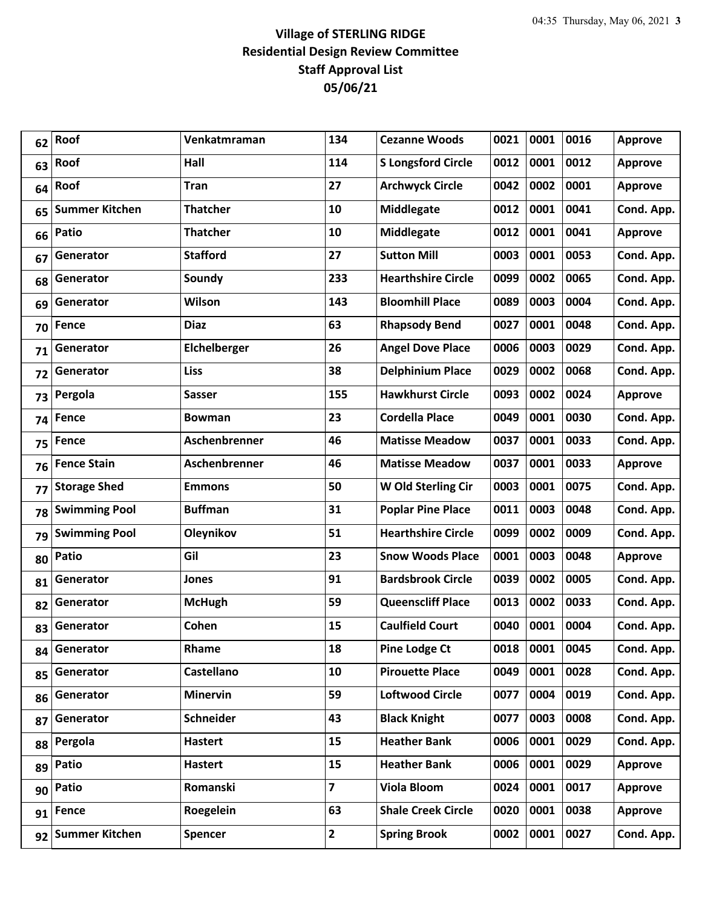**Village of STERLING RIDGE**

**Residential Design Review Committee**

**Staff Approval List**

**05/06/21**

| | | | | | | | | |
|---|---|---|---|---|---|---|---|---|
| 62 | Roof | Venkatmraman | 134 | Cezanne Woods | 0021 | 0001 | 0016 | Approve |
| 63 | Roof | Hall | 114 | S Longsford Circle | 0012 | 0001 | 0012 | Approve |
| 64 | Roof | Tran | 27 | Archwyck Circle | 0042 | 0002 | 0001 | Approve |
| 65 | Summer Kitchen | Thatcher | 10 | Middlegate | 0012 | 0001 | 0041 | Cond. App. |
| 66 | Patio | Thatcher | 10 | Middlegate | 0012 | 0001 | 0041 | Approve |
| 67 | Generator | Stafford | 27 | Sutton Mill | 0003 | 0001 | 0053 | Cond. App. |
| 68 | Generator | Soundy | 233 | Hearthshire Circle | 0099 | 0002 | 0065 | Cond. App. |
| 69 | Generator | Wilson | 143 | Bloomhill Place | 0089 | 0003 | 0004 | Cond. App. |
| 70 | Fence | Diaz | 63 | Rhapsody Bend | 0027 | 0001 | 0048 | Cond. App. |
| 71 | Generator | Elchelberger | 26 | Angel Dove Place | 0006 | 0003 | 0029 | Cond. App. |
| 72 | Generator | Liss | 38 | Delphinium Place | 0029 | 0002 | 0068 | Cond. App. |
| 73 | Pergola | Sasser | 155 | Hawkhurst Circle | 0093 | 0002 | 0024 | Approve |
| 74 | Fence | Bowman | 23 | Cordella Place | 0049 | 0001 | 0030 | Cond. App. |
| 75 | Fence | Aschenbrenner | 46 | Matisse Meadow | 0037 | 0001 | 0033 | Cond. App. |
| 76 | Fence Stain | Aschenbrenner | 46 | Matisse Meadow | 0037 | 0001 | 0033 | Approve |
| 77 | Storage Shed | Emmons | 50 | W Old Sterling Cir | 0003 | 0001 | 0075 | Cond. App. |
| 78 | Swimming Pool | Buffman | 31 | Poplar Pine Place | 0011 | 0003 | 0048 | Cond. App. |
| 79 | Swimming Pool | Oleynikov | 51 | Hearthshire Circle | 0099 | 0002 | 0009 | Cond. App. |
| 80 | Patio | Gil | 23 | Snow Woods Place | 0001 | 0003 | 0048 | Approve |
| 81 | Generator | Jones | 91 | Bardsbrook Circle | 0039 | 0002 | 0005 | Cond. App. |
| 82 | Generator | McHugh | 59 | Queenscliff Place | 0013 | 0002 | 0033 | Cond. App. |
| 83 | Generator | Cohen | 15 | Caulfield Court | 0040 | 0001 | 0004 | Cond. App. |
| 84 | Generator | Rhame | 18 | Pine Lodge Ct | 0018 | 0001 | 0045 | Cond. App. |
| 85 | Generator | Castellano | 10 | Pirouette Place | 0049 | 0001 | 0028 | Cond. App. |
| 86 | Generator | Minervin | 59 | Loftwood Circle | 0077 | 0004 | 0019 | Cond. App. |
| 87 | Generator | Schneider | 43 | Black Knight | 0077 | 0003 | 0008 | Cond. App. |
| 88 | Pergola | Hastert | 15 | Heather Bank | 0006 | 0001 | 0029 | Cond. App. |
| 89 | Patio | Hastert | 15 | Heather Bank | 0006 | 0001 | 0029 | Approve |
| 90 | Patio | Romanski | 7 | Viola Bloom | 0024 | 0001 | 0017 | Approve |
| 91 | Fence | Roegelein | 63 | Shale Creek Circle | 0020 | 0001 | 0038 | Approve |
| 92 | Summer Kitchen | Spencer | 2 | Spring Brook | 0002 | 0001 | 0027 | Cond. App. |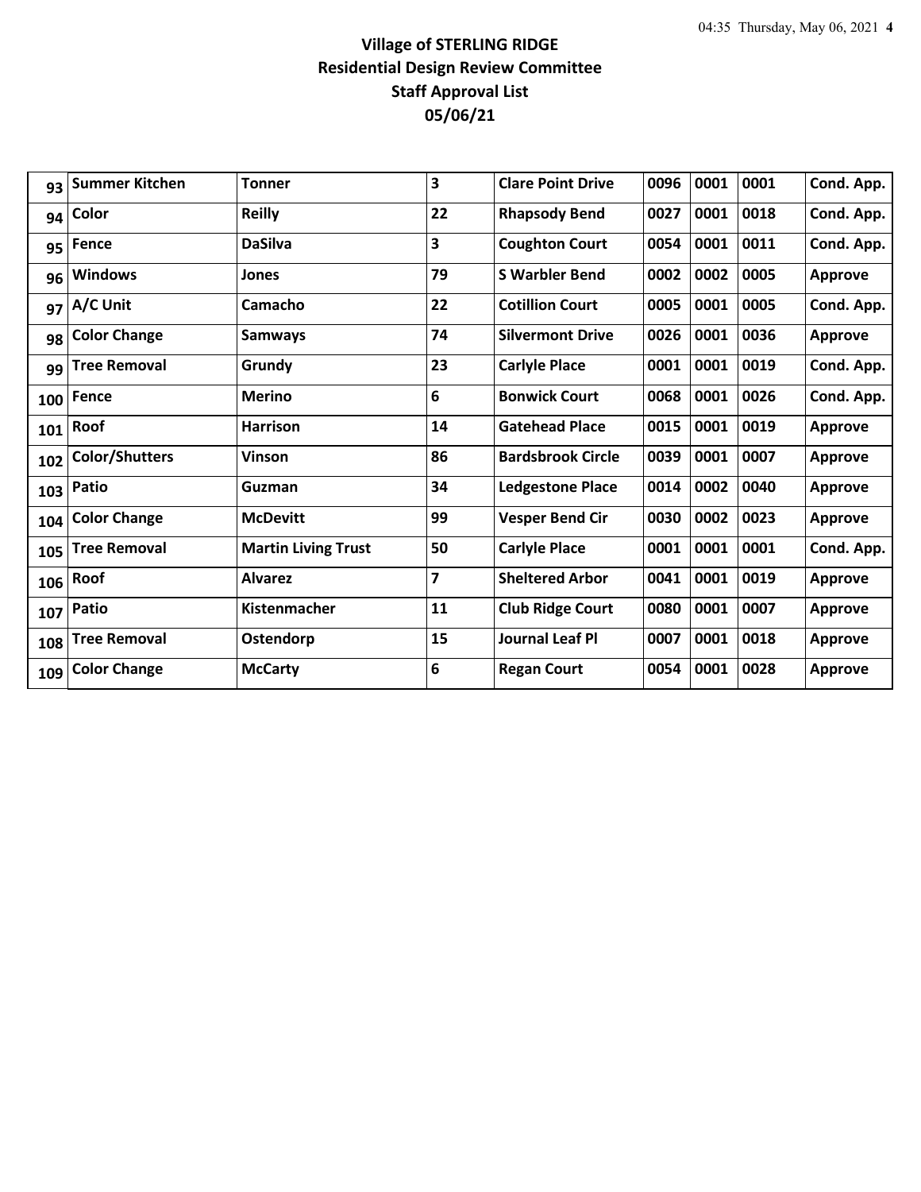**Village of STERLING RIDGE**
**Residential Design Review Committee**
**Staff Approval List**
**05/06/21**

| | | | | | | | | |
|---|---|---|---|---|---|---|---|---|
| 93 | Summer Kitchen | Tonner | 3 | Clare Point Drive | 0096 | 0001 | 0001 | Cond. App. |
| 94 | Color | Reilly | 22 | Rhapsody Bend | 0027 | 0001 | 0018 | Cond. App. |
| 95 | Fence | DaSilva | 3 | Coughton Court | 0054 | 0001 | 0011 | Cond. App. |
| 96 | Windows | Jones | 79 | S Warbler Bend | 0002 | 0002 | 0005 | Approve |
| 97 | A/C Unit | Camacho | 22 | Cotillion Court | 0005 | 0001 | 0005 | Cond. App. |
| 98 | Color Change | Samways | 74 | Silvermont Drive | 0026 | 0001 | 0036 | Approve |
| 99 | Tree Removal | Grundy | 23 | Carlyle Place | 0001 | 0001 | 0019 | Cond. App. |
| 100 | Fence | Merino | 6 | Bonwick Court | 0068 | 0001 | 0026 | Cond. App. |
| 101 | Roof | Harrison | 14 | Gatehead Place | 0015 | 0001 | 0019 | Approve |
| 102 | Color/Shutters | Vinson | 86 | Bardsbrook Circle | 0039 | 0001 | 0007 | Approve |
| 103 | Patio | Guzman | 34 | Ledgestone Place | 0014 | 0002 | 0040 | Approve |
| 104 | Color Change | McDevitt | 99 | Vesper Bend Cir | 0030 | 0002 | 0023 | Approve |
| 105 | Tree Removal | Martin Living Trust | 50 | Carlyle Place | 0001 | 0001 | 0001 | Cond. App. |
| 106 | Roof | Alvarez | 7 | Sheltered Arbor | 0041 | 0001 | 0019 | Approve |
| 107 | Patio | Kistenmacher | 11 | Club Ridge Court | 0080 | 0001 | 0007 | Approve |
| 108 | Tree Removal | Ostendorp | 15 | Journal Leaf Pl | 0007 | 0001 | 0018 | Approve |
| 109 | Color Change | McCarty | 6 | Regan Court | 0054 | 0001 | 0028 | Approve |